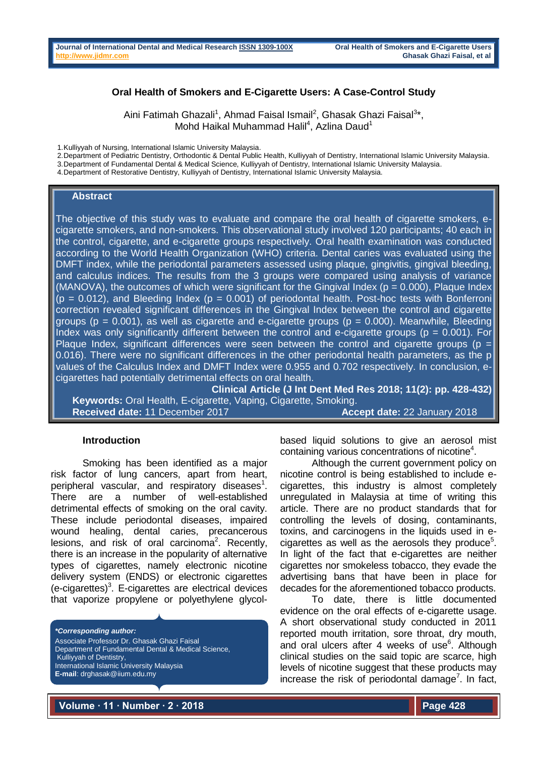# Oral Health of Smokers and E-Cigarette Users: A Case-Control Study

Aini Fatimah Ghazali[1], Ahmad Faisal Ismail[2], Ghasak Ghazi Faisal[3]*, Mohd Haikal Muhammad Halil[4], Azlina Daud[1]

1. Kulliyyah of Nursing, International Islamic University Malaysia.
2. Department of Pediatric Dentistry, Orthodontic & Dental Public Health, Kulliyyah of Dentistry, International Islamic University Malaysia.
3. Department of Fundamental Dental & Medical Science, Kulliyyah of Dentistry, International Islamic University Malaysia.
4. Department of Restorative Dentistry, Kulliyyah of Dentistry, International Islamic University Malaysia.

## Abstract

The objective of this study was to evaluate and compare the oral health of cigarette smokers, e-cigarette smokers, and non-smokers. This observational study involved 120 participants; 40 each in the control, cigarette, and e-cigarette groups respectively. Oral health examination was conducted according to the World Health Organization (WHO) criteria. Dental caries was evaluated using the DMFT index, while the periodontal parameters assessed using plaque, gingivitis, gingival bleeding, and calculus indices. The results from the 3 groups were compared using analysis of variance (MANOVA), the outcomes of which were significant for the Gingival Index ($p = 0.000$), Plaque Index ($p = 0.012$), and Bleeding Index ($p = 0.001$) of periodontal health. Post-hoc tests with Bonferroni correction revealed significant differences in the Gingival Index between the control and cigarette groups ($p = 0.001$), as well as cigarette and e-cigarette groups ($p = 0.000$). Meanwhile, Bleeding Index was only significantly different between the control and e-cigarette groups ($p = 0.001$). For Plaque Index, significant differences were seen between the control and cigarette groups ($p = 0.016$). There were no significant differences in the other periodontal health parameters, as the p values of the Calculus Index and DMFT Index were 0.955 and 0.702 respectively. In conclusion, e-cigarettes had potentially detrimental effects on oral health.

**Clinical Article (J Int Dent Med Res 2018; 11(2): pp. 428-432)**

**Keywords:** Oral Health, E-cigarette, Vaping, Cigarette, Smoking.

**Received date:** 11 December 2017 **Accept date:** 22 January 2018

## Introduction

Smoking has been identified as a major risk factor of lung cancers, apart from heart, peripheral vascular, and respiratory diseases[1]. There are a number of well-established detrimental effects of smoking on the oral cavity. These include periodontal diseases, impaired wound healing, dental caries, precancerous lesions, and risk of oral carcinoma[2]. Recently, there is an increase in the popularity of alternative types of cigarettes, namely electronic nicotine delivery system (ENDS) or electronic cigarettes (e-cigarettes)[3]. E-cigarettes are electrical devices that vaporize propylene or polyethylene glycol-based liquid solutions to give an aerosol mist containing various concentrations of nicotine[4].

Although the current government policy on nicotine control is being established to include e-cigarettes, this industry is almost completely unregulated in Malaysia at time of writing this article. There are no product standards that for controlling the levels of dosing, contaminants, toxins, and carcinogens in the liquids used in e-cigarettes as well as the aerosols they produce[5]. In light of the fact that e-cigarettes are neither cigarettes nor smokeless tobacco, they evade the advertising bans that have been in place for decades for the aforementioned tobacco products.

To date, there is little documented evidence on the oral effects of e-cigarette usage. A short observational study conducted in 2011 reported mouth irritation, sore throat, dry mouth, and oral ulcers after 4 weeks of use[6]. Although clinical studies on the said topic are scarce, high levels of nicotine suggest that these products may increase the risk of periodontal damage[7]. In fact,

***Corresponding author:***
Associate Professor Dr. Ghasak Ghazi Faisal
Department of Fundamental Dental & Medical Science,
Kulliyyah of Dentistry,
International Islamic University Malaysia
**E-mail**: drghasak@iium.edu.my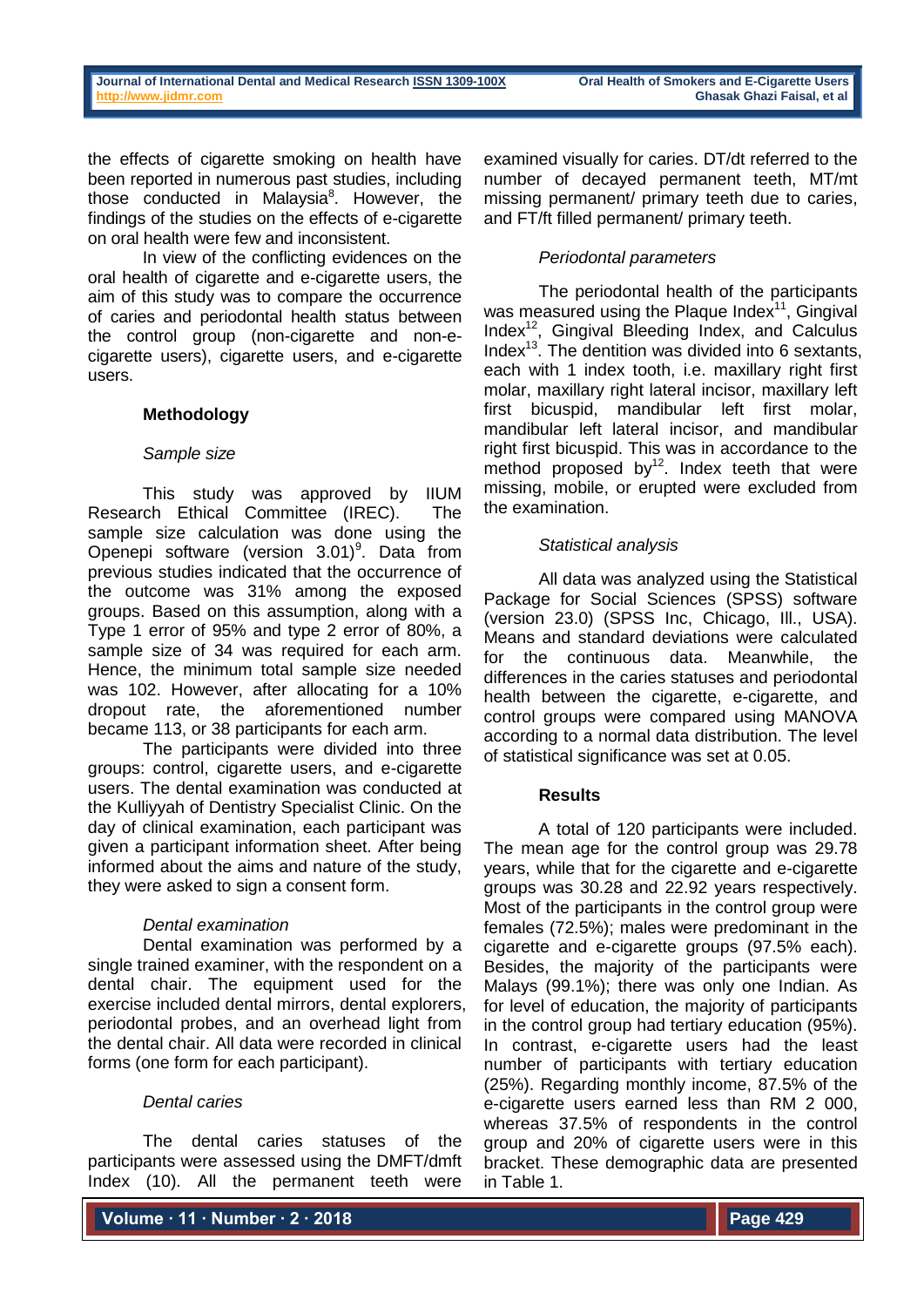the effects of cigarette smoking on health have been reported in numerous past studies, including those conducted in Malaysia[8]. However, the findings of the studies on the effects of e-cigarette on oral health were few and inconsistent.

In view of the conflicting evidences on the oral health of cigarette and e-cigarette users, the aim of this study was to compare the occurrence of caries and periodontal health status between the control group (non-cigarette and non-e-cigarette users), cigarette users, and e-cigarette users.

## Methodology

### *Sample size*

This study was approved by IIUM Research Ethical Committee (IREC). The sample size calculation was done using the Openepi software (version 3.01)[9]. Data from previous studies indicated that the occurrence of the outcome was 31% among the exposed groups. Based on this assumption, along with a Type 1 error of 95% and type 2 error of 80%, a sample size of 34 was required for each arm. Hence, the minimum total sample size needed was 102. However, after allocating for a 10% dropout rate, the aforementioned number became 113, or 38 participants for each arm.

The participants were divided into three groups: control, cigarette users, and e-cigarette users. The dental examination was conducted at the Kulliyyah of Dentistry Specialist Clinic. On the day of clinical examination, each participant was given a participant information sheet. After being informed about the aims and nature of the study, they were asked to sign a consent form.

### *Dental examination*

Dental examination was performed by a single trained examiner, with the respondent on a dental chair. The equipment used for the exercise included dental mirrors, dental explorers, periodontal probes, and an overhead light from the dental chair. All data were recorded in clinical forms (one form for each participant).

### *Dental caries*

The dental caries statuses of the participants were assessed using the DMFT/dmft Index (10). All the permanent teeth were examined visually for caries. DT/dt referred to the number of decayed permanent teeth, MT/mt missing permanent/ primary teeth due to caries, and FT/ft filled permanent/ primary teeth.

### *Periodontal parameters*

The periodontal health of the participants was measured using the Plaque Index[11], Gingival Index[12], Gingival Bleeding Index, and Calculus Index[13]. The dentition was divided into 6 sextants, each with 1 index tooth, i.e. maxillary right first molar, maxillary right lateral incisor, maxillary left first bicuspid, mandibular left first molar, mandibular left lateral incisor, and mandibular right first bicuspid. This was in accordance to the method proposed by[12]. Index teeth that were missing, mobile, or erupted were excluded from the examination.

### *Statistical analysis*

All data was analyzed using the Statistical Package for Social Sciences (SPSS) software (version 23.0) (SPSS Inc, Chicago, Ill., USA). Means and standard deviations were calculated for the continuous data. Meanwhile, the differences in the caries statuses and periodontal health between the cigarette, e-cigarette, and control groups were compared using MANOVA according to a normal data distribution. The level of statistical significance was set at 0.05.

## Results

A total of 120 participants were included. The mean age for the control group was 29.78 years, while that for the cigarette and e-cigarette groups was 30.28 and 22.92 years respectively. Most of the participants in the control group were females (72.5%); males were predominant in the cigarette and e-cigarette groups (97.5% each). Besides, the majority of the participants were Malays (99.1%); there was only one Indian. As for level of education, the majority of participants in the control group had tertiary education (95%). In contrast, e-cigarette users had the least number of participants with tertiary education (25%). Regarding monthly income, 87.5% of the e-cigarette users earned less than RM 2 000, whereas 37.5% of respondents in the control group and 20% of cigarette users were in this bracket. These demographic data are presented in Table 1.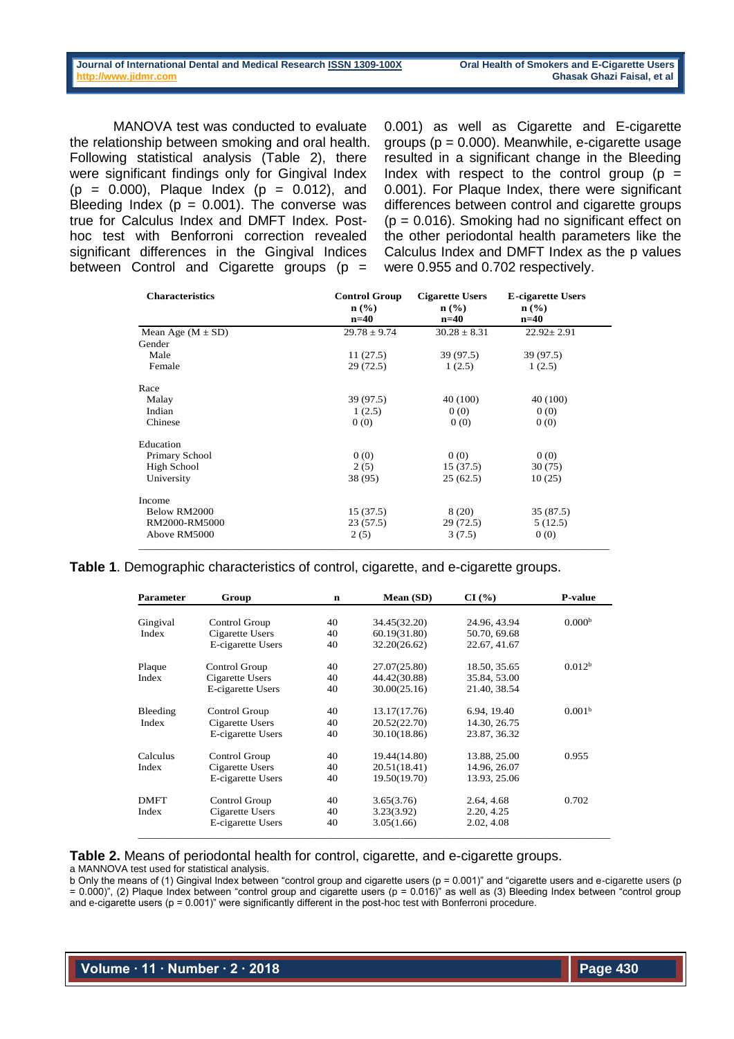MANOVA test was conducted to evaluate the relationship between smoking and oral health. Following statistical analysis (Table 2), there were significant findings only for Gingival Index ($p = 0.000$), Plaque Index ($p = 0.012$), and Bleeding Index ($p = 0.001$). The converse was true for Calculus Index and DMFT Index. Post-hoc test with Benforroni correction revealed significant differences in the Gingival Indices between Control and Cigarette groups ($p = 0.001$) as well as Cigarette and E-cigarette groups ($p = 0.000$). Meanwhile, e-cigarette usage resulted in a significant change in the Bleeding Index with respect to the control group ($p = 0.001$). For Plaque Index, there were significant differences between control and cigarette groups ($p = 0.016$). Smoking had no significant effect on the other periodontal health parameters like the Calculus Index and DMFT Index as the p values were 0.955 and 0.702 respectively.

| Characteristics | Control Group n (%) n=40 | Cigarette Users n (%) n=40 | E-cigarette Users n (%) n=40 |
|---|---|---|---|
| Mean Age (M ± SD) | 29.78 ± 9.74 | 30.28 ± 8.31 | 22.92± 2.91 |
| Gender | | | |
| Male | 11 (27.5) | 39 (97.5) | 39 (97.5) |
| Female | 29 (72.5) | 1 (2.5) | 1 (2.5) |
| Race | | | |
| Malay | 39 (97.5) | 40 (100) | 40 (100) |
| Indian | 1 (2.5) | 0 (0) | 0 (0) |
| Chinese | 0 (0) | 0 (0) | 0 (0) |
| Education | | | |
| Primary School | 0 (0) | 0 (0) | 0 (0) |
| High School | 2 (5) | 15 (37.5) | 30 (75) |
| University | 38 (95) | 25 (62.5) | 10 (25) |
| Income | | | |
| Below RM2000 | 15 (37.5) | 8 (20) | 35 (87.5) |
| RM2000-RM5000 | 23 (57.5) | 29 (72.5) | 5 (12.5) |
| Above RM5000 | 2 (5) | 3 (7.5) | 0 (0) |

**Table 1**. Demographic characteristics of control, cigarette, and e-cigarette groups.

| Parameter | Group | n | Mean (SD) | CI (%) | P-value |
|---|---|---|---|---|---|
| Gingival Index | Control Group | 40 | 34.45(32.20) | 24.96, 43.94 | 0.000[b] |
| | Cigarette Users | 40 | 60.19(31.80) | 50.70, 69.68 | |
| | E-cigarette Users | 40 | 32.20(26.62) | 22.67, 41.67 | |
| Plaque Index | Control Group | 40 | 27.07(25.80) | 18.50, 35.65 | 0.012[b] |
| | Cigarette Users | 40 | 44.42(30.88) | 35.84, 53.00 | |
| | E-cigarette Users | 40 | 30.00(25.16) | 21.40, 38.54 | |
| Bleeding Index | Control Group | 40 | 13.17(17.76) | 6.94, 19.40 | 0.001[b] |
| | Cigarette Users | 40 | 20.52(22.70) | 14.30, 26.75 | |
| | E-cigarette Users | 40 | 30.10(18.86) | 23.87, 36.32 | |
| Calculus Index | Control Group | 40 | 19.44(14.80) | 13.88, 25.00 | 0.955 |
| | Cigarette Users | 40 | 20.51(18.41) | 14.96, 26.07 | |
| | E-cigarette Users | 40 | 19.50(19.70) | 13.93, 25.06 | |
| DMFT Index | Control Group | 40 | 3.65(3.76) | 2.64, 4.68 | 0.702 |
| | Cigarette Users | 40 | 3.23(3.92) | 2.20, 4.25 | |
| | E-cigarette Users | 40 | 3.05(1.66) | 2.02, 4.08 | |

**Table 2.** Means of periodontal health for control, cigarette, and e-cigarette groups.

a MANNOVA test used for statistical analysis.

b Only the means of (1) Gingival Index between "control group and cigarette users (p = 0.001)" and "cigarette users and e-cigarette users (p = 0.000)", (2) Plaque Index between "control group and cigarette users (p = 0.016)" as well as (3) Bleeding Index between "control group and e-cigarette users (p = 0.001)" were significantly different in the post-hoc test with Bonferroni procedure.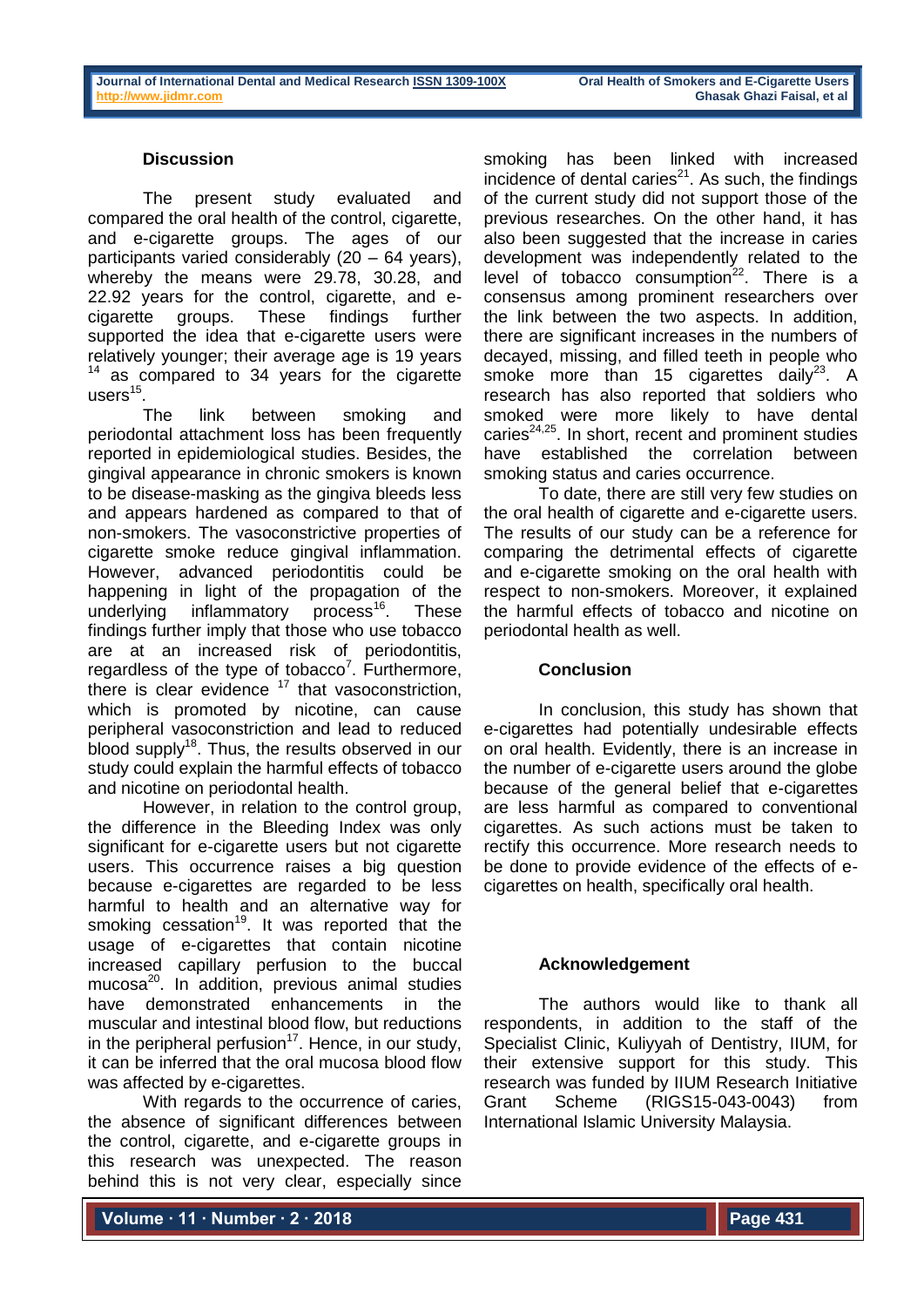## Discussion

The present study evaluated and compared the oral health of the control, cigarette, and e-cigarette groups. The ages of our participants varied considerably (20 – 64 years), whereby the means were 29.78, 30.28, and 22.92 years for the control, cigarette, and e-cigarette groups. These findings further supported the idea that e-cigarette users were relatively younger; their average age is 19 years [14] as compared to 34 years for the cigarette users[15].

The link between smoking and periodontal attachment loss has been frequently reported in epidemiological studies. Besides, the gingival appearance in chronic smokers is known to be disease-masking as the gingiva bleeds less and appears hardened as compared to that of non-smokers. The vasoconstrictive properties of cigarette smoke reduce gingival inflammation. However, advanced periodontitis could be happening in light of the propagation of the underlying inflammatory process[16]. These findings further imply that those who use tobacco are at an increased risk of periodontitis, regardless of the type of tobacco[7]. Furthermore, there is clear evidence [17] that vasoconstriction, which is promoted by nicotine, can cause peripheral vasoconstriction and lead to reduced blood supply[18]. Thus, the results observed in our study could explain the harmful effects of tobacco and nicotine on periodontal health.

However, in relation to the control group, the difference in the Bleeding Index was only significant for e-cigarette users but not cigarette users. This occurrence raises a big question because e-cigarettes are regarded to be less harmful to health and an alternative way for smoking cessation[19]. It was reported that the usage of e-cigarettes that contain nicotine increased capillary perfusion to the buccal mucosa[20]. In addition, previous animal studies have demonstrated enhancements in the muscular and intestinal blood flow, but reductions in the peripheral perfusion[17]. Hence, in our study, it can be inferred that the oral mucosa blood flow was affected by e-cigarettes.

With regards to the occurrence of caries, the absence of significant differences between the control, cigarette, and e-cigarette groups in this research was unexpected. The reason behind this is not very clear, especially since smoking has been linked with increased incidence of dental caries[21]. As such, the findings of the current study did not support those of the previous researches. On the other hand, it has also been suggested that the increase in caries development was independently related to the level of tobacco consumption[22]. There is a consensus among prominent researchers over the link between the two aspects. In addition, there are significant increases in the numbers of decayed, missing, and filled teeth in people who smoke more than 15 cigarettes daily[23]. A research has also reported that soldiers who smoked were more likely to have dental caries[24,25]. In short, recent and prominent studies have established the correlation between smoking status and caries occurrence.

To date, there are still very few studies on the oral health of cigarette and e-cigarette users. The results of our study can be a reference for comparing the detrimental effects of cigarette and e-cigarette smoking on the oral health with respect to non-smokers. Moreover, it explained the harmful effects of tobacco and nicotine on periodontal health as well.

## Conclusion

In conclusion, this study has shown that e-cigarettes had potentially undesirable effects on oral health. Evidently, there is an increase in the number of e-cigarette users around the globe because of the general belief that e-cigarettes are less harmful as compared to conventional cigarettes. As such actions must be taken to rectify this occurrence. More research needs to be done to provide evidence of the effects of e-cigarettes on health, specifically oral health.

## Acknowledgement

The authors would like to thank all respondents, in addition to the staff of the Specialist Clinic, Kuliyyah of Dentistry, IIUM, for their extensive support for this study. This research was funded by IIUM Research Initiative Grant Scheme (RIGS15-043-0043) from International Islamic University Malaysia.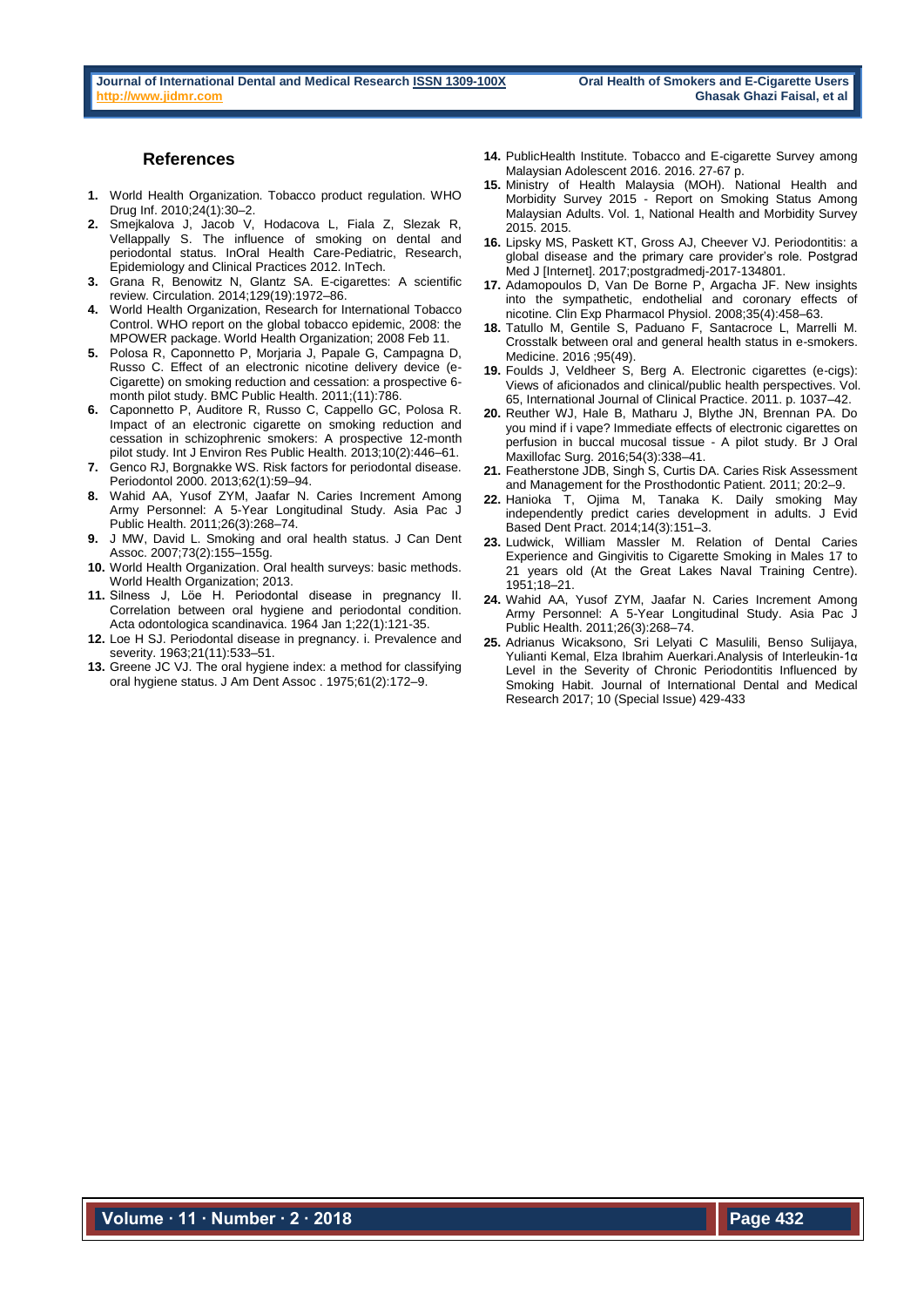## References

1. World Health Organization. Tobacco product regulation. WHO Drug Inf. 2010;24(1):30–2.
2. Smejkalova J, Jacob V, Hodacova L, Fiala Z, Slezak R, Vellappally S. The influence of smoking on dental and periodontal status. InOral Health Care-Pediatric, Research, Epidemiology and Clinical Practices 2012. InTech.
3. Grana R, Benowitz N, Glantz SA. E-cigarettes: A scientific review. Circulation. 2014;129(19):1972–86.
4. World Health Organization, Research for International Tobacco Control. WHO report on the global tobacco epidemic, 2008: the MPOWER package. World Health Organization; 2008 Feb 11.
5. Polosa R, Caponnetto P, Morjaria J, Papale G, Campagna D, Russo C. Effect of an electronic nicotine delivery device (e-Cigarette) on smoking reduction and cessation: a prospective 6-month pilot study. BMC Public Health. 2011;(11):786.
6. Caponnetto P, Auditore R, Russo C, Cappello GC, Polosa R. Impact of an electronic cigarette on smoking reduction and cessation in schizophrenic smokers: A prospective 12-month pilot study. Int J Environ Res Public Health. 2013;10(2):446–61.
7. Genco RJ, Borgnakke WS. Risk factors for periodontal disease. Periodontol 2000. 2013;62(1):59–94.
8. Wahid AA, Yusof ZYM, Jaafar N. Caries Increment Among Army Personnel: A 5-Year Longitudinal Study. Asia Pac J Public Health. 2011;26(3):268–74.
9. J MW, David L. Smoking and oral health status. J Can Dent Assoc. 2007;73(2):155–155g.
10. World Health Organization. Oral health surveys: basic methods. World Health Organization; 2013.
11. Silness J, Löe H. Periodontal disease in pregnancy II. Correlation between oral hygiene and periodontal condition. Acta odontologica scandinavica. 1964 Jan 1;22(1):121-35.
12. Loe H SJ. Periodontal disease in pregnancy. i. Prevalence and severity. 1963;21(11):533–51.
13. Greene JC VJ. The oral hygiene index: a method for classifying oral hygiene status. J Am Dent Assoc . 1975;61(2):172–9.
14. PublicHealth Institute. Tobacco and E-cigarette Survey among Malaysian Adolescent 2016. 2016. 27-67 p.
15. Ministry of Health Malaysia (MOH). National Health and Morbidity Survey 2015 - Report on Smoking Status Among Malaysian Adults. Vol. 1, National Health and Morbidity Survey 2015. 2015.
16. Lipsky MS, Paskett KT, Gross AJ, Cheever VJ. Periodontitis: a global disease and the primary care provider's role. Postgrad Med J [Internet]. 2017;postgradmedj-2017-134801.
17. Adamopoulos D, Van De Borne P, Argacha JF. New insights into the sympathetic, endothelial and coronary effects of nicotine. Clin Exp Pharmacol Physiol. 2008;35(4):458–63.
18. Tatullo M, Gentile S, Paduano F, Santacroce L, Marrelli M. Crosstalk between oral and general health status in e-smokers. Medicine. 2016 ;95(49).
19. Foulds J, Veldheer S, Berg A. Electronic cigarettes (e-cigs): Views of aficionados and clinical/public health perspectives. Vol. 65, International Journal of Clinical Practice. 2011. p. 1037–42.
20. Reuther WJ, Hale B, Matharu J, Blythe JN, Brennan PA. Do you mind if i vape? Immediate effects of electronic cigarettes on perfusion in buccal mucosal tissue - A pilot study. Br J Oral Maxillofac Surg. 2016;54(3):338–41.
21. Featherstone JDB, Singh S, Curtis DA. Caries Risk Assessment and Management for the Prosthodontic Patient. 2011; 20:2–9.
22. Hanioka T, Ojima M, Tanaka K. Daily smoking May independently predict caries development in adults. J Evid Based Dent Pract. 2014;14(3):151–3.
23. Ludwick, William Massler M. Relation of Dental Caries Experience and Gingivitis to Cigarette Smoking in Males 17 to 21 years old (At the Great Lakes Naval Training Centre). 1951;18–21.
24. Wahid AA, Yusof ZYM, Jaafar N. Caries Increment Among Army Personnel: A 5-Year Longitudinal Study. Asia Pac J Public Health. 2011;26(3):268–74.
25. Adrianus Wicaksono, Sri Lelyati C Masulili, Benso Sulijaya, Yulianti Kemal, Elza Ibrahim Auerkari.Analysis of Interleukin-1α Level in the Severity of Chronic Periodontitis Influenced by Smoking Habit. Journal of International Dental and Medical Research 2017; 10 (Special Issue) 429-433